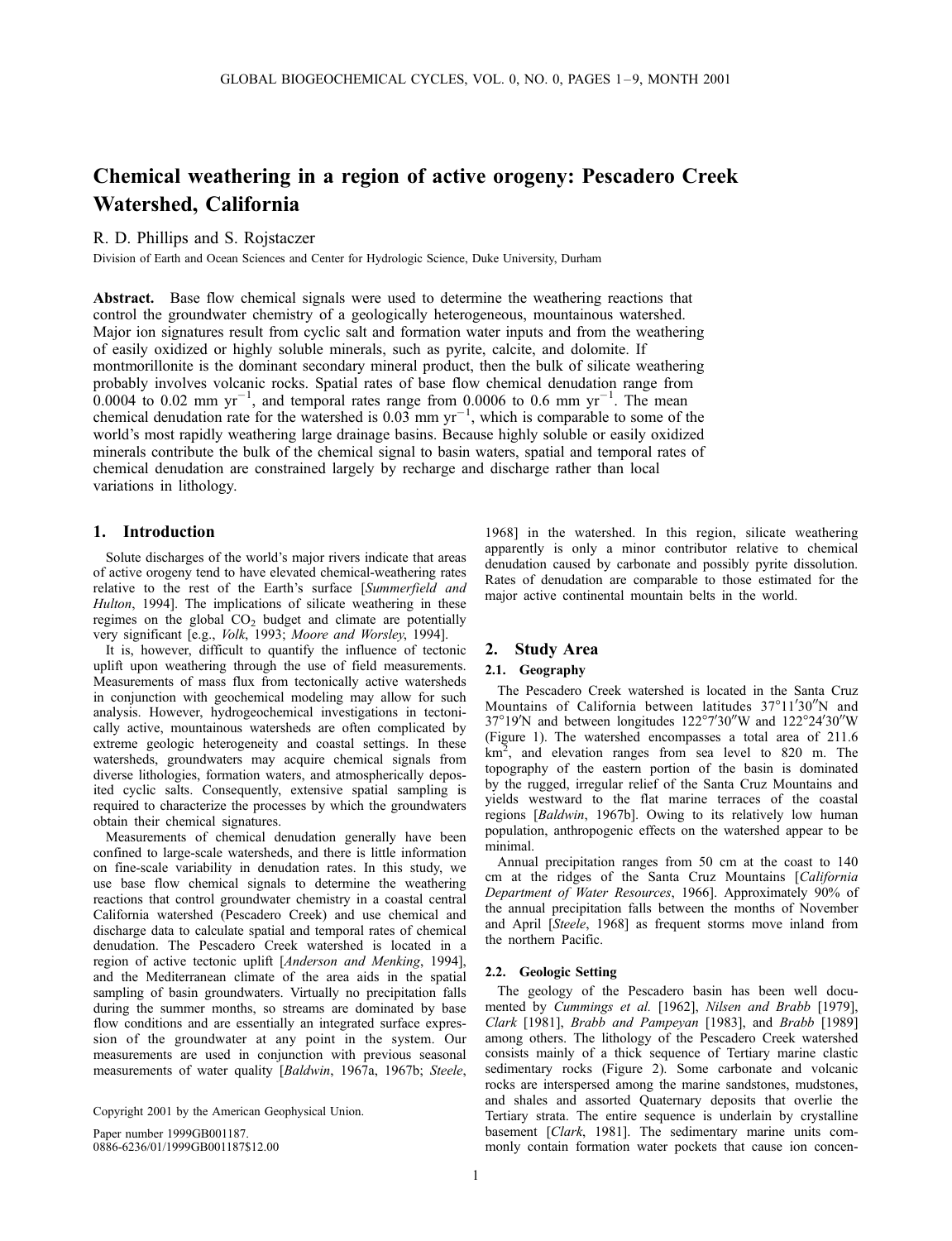# Chemical weathering in a region of active orogeny: Pescadero Creek Watershed, California

R. D. Phillips and S. Rojstaczer

Division of Earth and Ocean Sciences and Center for Hydrologic Science, Duke University, Durham

**Abstract.** Base flow chemical signals were used to determine the weathering reactions that control the groundwater chemistry of a geologically heterogeneous, mountainous watershed. Major ion signatures result from cyclic salt and formation water inputs and from the weathering of easily oxidized or highly soluble minerals, such as pyrite, calcite, and dolomite. If montmorillonite is the dominant secondary mineral product, then the bulk of silicate weathering probably involves volcanic rocks. Spatial rates of base flow chemical denudation range from 0.0004 to 0.02 mm $yr^{-1}$, and temporal rates range from 0.0006 to 0.6 mm $yr^{-1}$. The mean chemical denudation rate for the watershed is 0.03 mm $yr^{-1}$, which is comparable to some of the world's most rapidly weathering large drainage basins. Because highly soluble or easily oxidized minerals contribute the bulk of the chemical signal to basin waters, spatial and temporal rates of chemical denudation are constrained largely by recharge and discharge rather than local variations in lithology.

## 1. Introduction

Solute discharges of the world's major rivers indicate that areas of active orogeny tend to have elevated chemical-weathering rates relative to the rest of the Earth's surface [*Summerfield and Hulton*, 1994]. The implications of silicate weathering in these regimes on the global $CO_2$ budget and climate are potentially very significant [e.g., *Volk*, 1993; *Moore and Worsley*, 1994].

It is, however, difficult to quantify the influence of tectonic uplift upon weathering through the use of field measurements. Measurements of mass flux from tectonically active watersheds in conjunction with geochemical modeling may allow for such analysis. However, hydrogeochemical investigations in tectonically active, mountainous watersheds are often complicated by extreme geologic heterogeneity and coastal settings. In these watersheds, groundwaters may acquire chemical signals from diverse lithologies, formation waters, and atmospherically deposited cyclic salts. Consequently, extensive spatial sampling is required to characterize the processes by which the groundwaters obtain their chemical signatures.

Measurements of chemical denudation generally have been confined to large-scale watersheds, and there is little information on fine-scale variability in denudation rates. In this study, we use base flow chemical signals to determine the weathering reactions that control groundwater chemistry in a coastal central California watershed (Pescadero Creek) and use chemical and discharge data to calculate spatial and temporal rates of chemical denudation. The Pescadero Creek watershed is located in a region of active tectonic uplift [*Anderson and Menking*, 1994], and the Mediterranean climate of the area aids in the spatial sampling of basin groundwaters. Virtually no precipitation falls during the summer months, so streams are dominated by base flow conditions and are essentially an integrated surface expression of the groundwater at any point in the system. Our measurements are used in conjunction with previous seasonal measurements of water quality [*Baldwin*, 1967a, 1967b; *Steele*, 1968] in the watershed. In this region, silicate weathering apparently is only a minor contributor relative to chemical denudation caused by carbonate and possibly pyrite dissolution. Rates of denudation are comparable to those estimated for the major active continental mountain belts in the world.

Copyright 2001 by the American Geophysical Union.

Paper number 1999GB001187.
0886-6236/01/1999GB001187$12.00

## 2. Study Area

### 2.1. Geography

The Pescadero Creek watershed is located in the Santa Cruz Mountains of California between latitudes 37°11′30″N and 37°19′N and between longitudes 122°7′30″W and 122°24′30″W (Figure 1). The watershed encompasses a total area of 211.6 $km^2$, and elevation ranges from sea level to 820 m. The topography of the eastern portion of the basin is dominated by the rugged, irregular relief of the Santa Cruz Mountains and yields westward to the flat marine terraces of the coastal regions [*Baldwin*, 1967b]. Owing to its relatively low human population, anthropogenic effects on the watershed appear to be minimal.

Annual precipitation ranges from 50 cm at the coast to 140 cm at the ridges of the Santa Cruz Mountains [*California Department of Water Resources*, 1966]. Approximately 90% of the annual precipitation falls between the months of November and April [*Steele*, 1968] as frequent storms move inland from the northern Pacific.

### 2.2. Geologic Setting

The geology of the Pescadero basin has been well documented by *Cummings et al.* [1962], *Nilsen and Brabb* [1979], *Clark* [1981], *Brabb and Pampeyan* [1983], and *Brabb* [1989] among others. The lithology of the Pescadero Creek watershed consists mainly of a thick sequence of Tertiary marine clastic sedimentary rocks (Figure 2). Some carbonate and volcanic rocks are interspersed among the marine sandstones, mudstones, and shales and assorted Quaternary deposits that overlie the Tertiary strata. The entire sequence is underlain by crystalline basement [*Clark*, 1981]. The sedimentary marine units commonly contain formation water pockets that cause ion concen-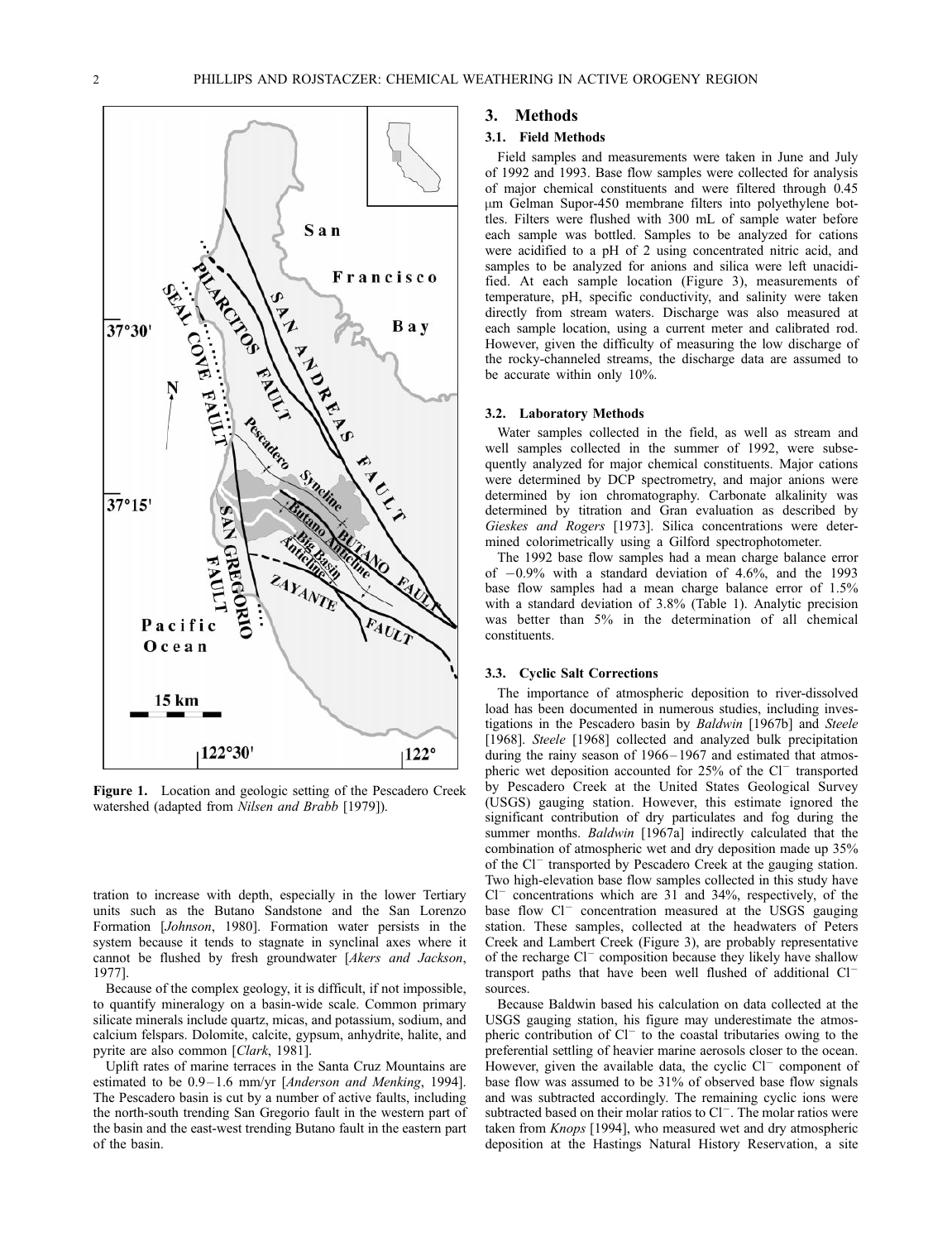Figure 1. Location and geologic setting of the Pescadero Creek watershed (adapted from *Nilsen and Brabb* [1979]).

tration to increase with depth, especially in the lower Tertiary units such as the Butano Sandstone and the San Lorenzo Formation [*Johnson*, 1980]. Formation water persists in the system because it tends to stagnate in synclinal axes where it cannot be flushed by fresh groundwater [*Akers and Jackson*, 1977].

Because of the complex geology, it is difficult, if not impossible, to quantify mineralogy on a basin-wide scale. Common primary silicate minerals include quartz, micas, and potassium, sodium, and calcium felspars. Dolomite, calcite, gypsum, anhydrite, halite, and pyrite are also common [*Clark*, 1981].

Uplift rates of marine terraces in the Santa Cruz Mountains are estimated to be 0.9–1.6 mm/yr [*Anderson and Menking*, 1994]. The Pescadero basin is cut by a number of active faults, including the north-south trending San Gregorio fault in the western part of the basin and the east-west trending Butano fault in the eastern part of the basin.

## 3. Methods

### 3.1. Field Methods

Field samples and measurements were taken in June and July of 1992 and 1993. Base flow samples were collected for analysis of major chemical constituents and were filtered through 0.45 μm Gelman Supor-450 membrane filters into polyethylene bottles. Filters were flushed with 300 mL of sample water before each sample was bottled. Samples to be analyzed for cations were acidified to a pH of 2 using concentrated nitric acid, and samples to be analyzed for anions and silica were left unacidified. At each sample location (Figure 3), measurements of temperature, pH, specific conductivity, and salinity were taken directly from stream waters. Discharge was also measured at each sample location, using a current meter and calibrated rod. However, given the difficulty of measuring the low discharge of the rocky-channeled streams, the discharge data are assumed to be accurate within only 10%.

### 3.2. Laboratory Methods

Water samples collected in the field, as well as stream and well samples collected in the summer of 1992, were subsequently analyzed for major chemical constituents. Major cations were determined by DCP spectrometry, and major anions were determined by ion chromatography. Carbonate alkalinity was determined by titration and Gran evaluation as described by *Gieskes and Rogers* [1973]. Silica concentrations were determined colorimetrically using a Gilford spectrophotometer.

The 1992 base flow samples had a mean charge balance error of −0.9% with a standard deviation of 4.6%, and the 1993 base flow samples had a mean charge balance error of 1.5% with a standard deviation of 3.8% (Table 1). Analytic precision was better than 5% in the determination of all chemical constituents.

### 3.3. Cyclic Salt Corrections

The importance of atmospheric deposition to river-dissolved load has been documented in numerous studies, including investigations in the Pescadero basin by *Baldwin* [1967b] and *Steele* [1968]. *Steele* [1968] collected and analyzed bulk precipitation during the rainy season of 1966–1967 and estimated that atmospheric wet deposition accounted for 25% of the $Cl^-$ transported by Pescadero Creek at the United States Geological Survey (USGS) gauging station. However, this estimate ignored the significant contribution of dry particulates and fog during the summer months. *Baldwin* [1967a] indirectly calculated that the combination of atmospheric wet and dry deposition made up 35% of the $Cl^-$ transported by Pescadero Creek at the gauging station. Two high-elevation base flow samples collected in this study have $Cl^-$ concentrations which are 31 and 34%, respectively, of the base flow $Cl^-$ concentration measured at the USGS gauging station. These samples, collected at the headwaters of Peters Creek and Lambert Creek (Figure 3), are probably representative of the recharge $Cl^-$ composition because they likely have shallow transport paths that have been well flushed of additional $Cl^-$ sources.

Because Baldwin based his calculation on data collected at the USGS gauging station, his figure may underestimate the atmospheric contribution of $Cl^-$ to the coastal tributaries owing to the preferential settling of heavier marine aerosols closer to the ocean. However, given the available data, the cyclic $Cl^-$ component of base flow was assumed to be 31% of observed base flow signals and was subtracted accordingly. The remaining cyclic ions were subtracted based on their molar ratios to $Cl^-$. The molar ratios were taken from *Knops* [1994], who measured wet and dry atmospheric deposition at the Hastings Natural History Reservation, a site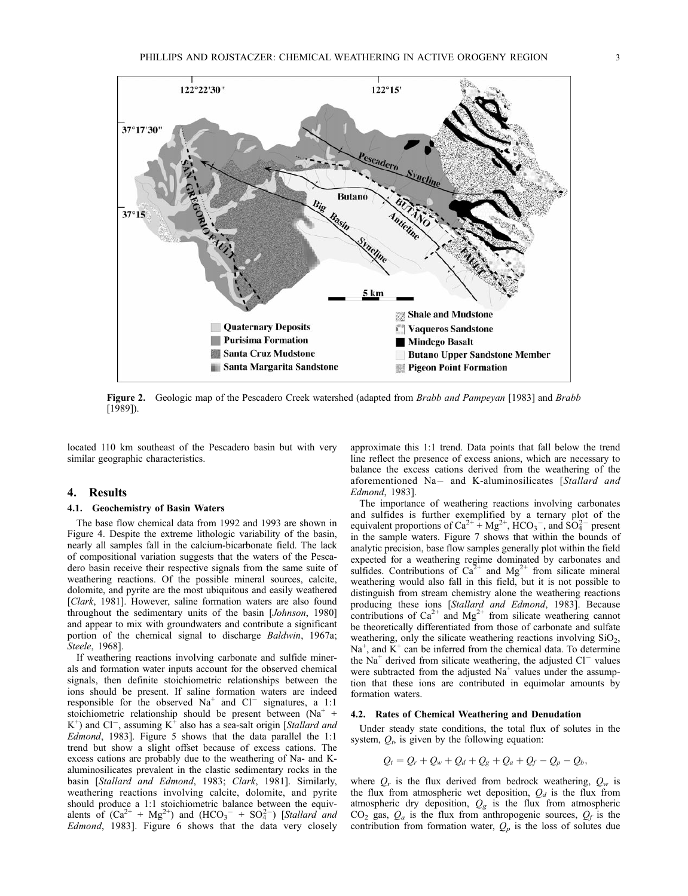Figure 2. Geologic map of the Pescadero Creek watershed (adapted from *Brabb and Pampeyan* [1983] and *Brabb* [1989]).

located 110 km southeast of the Pescadero basin but with very similar geographic characteristics.

## 4. Results

### 4.1. Geochemistry of Basin Waters

The base flow chemical data from 1992 and 1993 are shown in Figure 4. Despite the extreme lithologic variability of the basin, nearly all samples fall in the calcium-bicarbonate field. The lack of compositional variation suggests that the waters of the Pescadero basin receive their respective signals from the same suite of weathering reactions. Of the possible mineral sources, calcite, dolomite, and pyrite are the most ubiquitous and easily weathered [*Clark*, 1981]. However, saline formation waters are also found throughout the sedimentary units of the basin [*Johnson*, 1980] and appear to mix with groundwaters and contribute a significant portion of the chemical signal to discharge *Baldwin*, 1967a; *Steele*, 1968].

If weathering reactions involving carbonate and sulfide minerals and formation water inputs account for the observed chemical signals, then definite stoichiometric relationships between the ions should be present. If saline formation waters are indeed responsible for the observed $Na^+$ and $Cl^-$ signatures, a 1:1 stoichiometric relationship should be present between ($Na^+$ + $K^+$) and $Cl^-$, assuming $K^+$ also has a sea-salt origin [*Stallard and Edmond*, 1983]. Figure 5 shows that the data parallel the 1:1 trend but show a slight offset because of excess cations. The excess cations are probably due to the weathering of Na- and K-aluminosilicates prevalent in the clastic sedimentary rocks in the basin [*Stallard and Edmond*, 1983; *Clark*, 1981]. Similarly, weathering reactions involving calcite, dolomite, and pyrite should produce a 1:1 stoichiometric balance between the equivalents of ($Ca^{2+}$ + $Mg^{2+}$) and ($HCO_3^-$ + $SO_4^{2-}$) [*Stallard and Edmond*, 1983]. Figure 6 shows that the data very closely approximate this 1:1 trend. Data points that fall below the trend line reflect the presence of excess anions, which are necessary to balance the excess cations derived from the weathering of the aforementioned Na− and K-aluminosilicates [*Stallard and Edmond*, 1983].

The importance of weathering reactions involving carbonates and sulfides is further exemplified by a ternary plot of the equivalent proportions of $Ca^{2+}$ + $Mg^{2+}$, $HCO_3^-$, and $SO_4^{2-}$ present in the sample waters. Figure 7 shows that within the bounds of analytic precision, base flow samples generally plot within the field expected for a weathering regime dominated by carbonates and sulfides. Contributions of $Ca^{2+}$ and $Mg^{2+}$ from silicate mineral weathering would also fall in this field, but it is not possible to distinguish from stream chemistry alone the weathering reactions producing these ions [*Stallard and Edmond*, 1983]. Because contributions of $Ca^{2+}$ and $Mg^{2+}$ from silicate weathering cannot be theoretically differentiated from those of carbonate and sulfate weathering, only the silicate weathering reactions involving $SiO_2$, $Na^+$, and $K^+$ can be inferred from the chemical data. To determine the $Na^+$ derived from silicate weathering, the adjusted $Cl^-$ values were subtracted from the adjusted $Na^+$ values under the assumption that these ions are contributed in equimolar amounts by formation waters.

### 4.2. Rates of Chemical Weathering and Denudation

Under steady state conditions, the total flux of solutes in the system, $Q_t$, is given by the following equation:

$$Q_t = Q_r + Q_w + Q_d + Q_g + Q_a + Q_f - Q_p - Q_b,$$

where $Q_r$ is the flux derived from bedrock weathering, $Q_w$ is the flux from atmospheric wet deposition, $Q_d$ is the flux from atmospheric dry deposition, $Q_g$ is the flux from atmospheric $CO_2$ gas, $Q_a$ is the flux from anthropogenic sources, $Q_f$ is the contribution from formation water, $Q_p$ is the loss of solutes due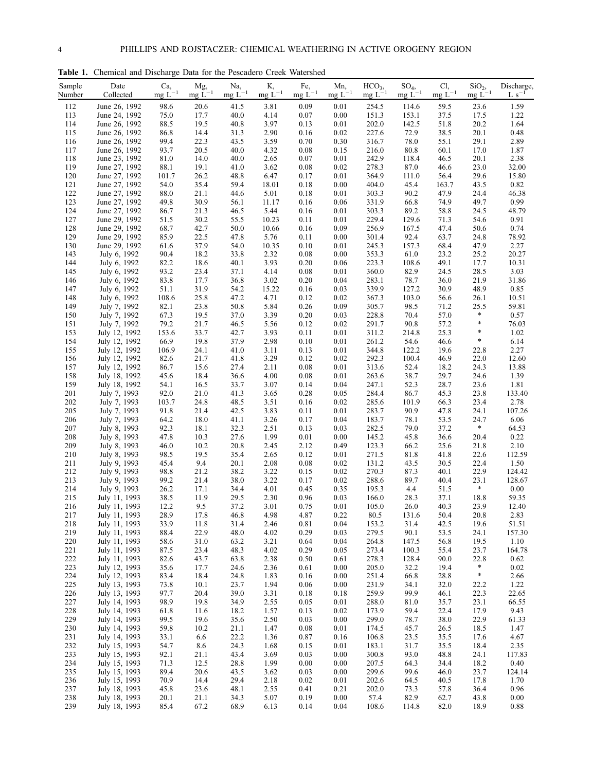**Table 1.** Chemical and Discharge Data for the Pescadero Creek Watershed

| Sample Number | Date Collected | Ca, mg $L^{-1}$ | Mg, mg $L^{-1}$ | Na, mg $L^{-1}$ | K, mg $L^{-1}$ | Fe, mg $L^{-1}$ | Mn, mg $L^{-1}$ | $HCO_3$, mg $L^{-1}$ | $SO_4$, mg $L^{-1}$ | Cl, mg $L^{-1}$ | $SiO_2$, mg $L^{-1}$ | Discharge, L $s^{-1}$ |
|---|---|---|---|---|---|---|---|---|---|---|---|---|
| 112 | June 26, 1992 | 98.6 | 20.6 | 41.5 | 3.81 | 0.09 | 0.01 | 254.5 | 114.6 | 59.5 | 23.6 | 1.59 |
| 113 | June 24, 1992 | 75.0 | 17.7 | 40.0 | 4.14 | 0.07 | 0.00 | 151.3 | 153.1 | 37.5 | 17.5 | 1.22 |
| 114 | June 26, 1992 | 88.5 | 19.5 | 40.8 | 3.97 | 0.13 | 0.01 | 202.0 | 142.5 | 51.8 | 20.2 | 1.64 |
| 115 | June 26, 1992 | 86.8 | 14.4 | 31.3 | 2.90 | 0.16 | 0.02 | 227.6 | 72.9 | 38.5 | 20.1 | 0.48 |
| 116 | June 26, 1992 | 99.4 | 22.3 | 43.5 | 3.59 | 0.70 | 0.30 | 316.7 | 78.0 | 55.1 | 29.1 | 2.89 |
| 117 | June 26, 1992 | 93.7 | 20.5 | 40.0 | 4.32 | 0.08 | 0.15 | 216.0 | 80.8 | 60.1 | 17.0 | 1.87 |
| 118 | June 23, 1992 | 81.0 | 14.0 | 40.0 | 2.65 | 0.07 | 0.01 | 242.9 | 118.4 | 46.5 | 20.1 | 2.38 |
| 119 | June 27, 1992 | 88.1 | 19.1 | 41.0 | 3.62 | 0.08 | 0.02 | 278.3 | 87.0 | 46.6 | 23.0 | 32.00 |
| 120 | June 27, 1992 | 101.7 | 26.2 | 48.8 | 6.47 | 0.17 | 0.01 | 364.9 | 111.0 | 56.4 | 29.6 | 15.80 |
| 121 | June 27, 1992 | 54.0 | 35.4 | 59.4 | 18.01 | 0.18 | 0.00 | 404.0 | 45.4 | 163.7 | 43.5 | 0.82 |
| 122 | June 27, 1992 | 88.0 | 21.1 | 44.6 | 5.01 | 0.18 | 0.01 | 303.3 | 90.2 | 47.9 | 24.4 | 46.38 |
| 123 | June 27, 1992 | 49.8 | 30.9 | 56.1 | 11.17 | 0.16 | 0.06 | 331.9 | 66.8 | 74.9 | 49.7 | 0.99 |
| 124 | June 27, 1992 | 86.7 | 21.3 | 46.5 | 5.44 | 0.16 | 0.01 | 303.3 | 89.2 | 58.8 | 24.5 | 48.79 |
| 127 | June 29, 1992 | 51.5 | 30.2 | 55.5 | 10.23 | 0.11 | 0.01 | 229.4 | 129.6 | 71.3 | 54.6 | 0.91 |
| 128 | June 29, 1992 | 68.7 | 42.7 | 50.0 | 10.66 | 0.16 | 0.09 | 256.9 | 167.5 | 47.4 | 50.6 | 0.74 |
| 129 | June 29, 1992 | 85.9 | 22.5 | 47.8 | 5.76 | 0.11 | 0.00 | 301.4 | 92.4 | 63.7 | 24.8 | 78.92 |
| 130 | June 29, 1992 | 61.6 | 37.9 | 54.0 | 10.35 | 0.10 | 0.01 | 245.3 | 157.3 | 68.4 | 47.9 | 2.27 |
| 143 | July 6, 1992 | 90.4 | 18.2 | 33.8 | 2.32 | 0.08 | 0.00 | 353.3 | 61.0 | 23.2 | 25.2 | 20.27 |
| 144 | July 6, 1992 | 82.2 | 18.6 | 40.1 | 3.93 | 0.20 | 0.06 | 223.3 | 108.6 | 49.1 | 17.7 | 10.31 |
| 145 | July 6, 1992 | 93.2 | 23.4 | 37.1 | 4.14 | 0.08 | 0.01 | 360.0 | 82.9 | 24.5 | 28.5 | 3.03 |
| 146 | July 6, 1992 | 83.8 | 17.7 | 36.8 | 3.02 | 0.20 | 0.04 | 283.1 | 78.7 | 36.0 | 21.9 | 31.86 |
| 147 | July 6, 1992 | 51.1 | 31.9 | 54.2 | 15.22 | 0.16 | 0.03 | 339.9 | 127.2 | 30.9 | 48.9 | 0.85 |
| 148 | July 6, 1992 | 108.6 | 25.8 | 47.2 | 4.71 | 0.12 | 0.02 | 367.3 | 103.0 | 56.6 | 26.1 | 10.51 |
| 149 | July 7, 1992 | 82.1 | 23.8 | 50.8 | 5.84 | 0.26 | 0.09 | 305.7 | 98.5 | 71.2 | 25.5 | 59.81 |
| 150 | July 7, 1992 | 67.3 | 19.5 | 37.0 | 3.39 | 0.20 | 0.03 | 228.8 | 70.4 | 57.0 | * | 0.57 |
| 151 | July 7, 1992 | 79.2 | 21.7 | 46.5 | 5.56 | 0.12 | 0.02 | 291.7 | 90.8 | 57.2 | * | 76.03 |
| 153 | July 12, 1992 | 153.6 | 33.7 | 42.7 | 3.93 | 0.11 | 0.01 | 311.2 | 214.8 | 25.3 | * | 1.02 |
| 154 | July 12, 1992 | 66.9 | 19.8 | 37.9 | 2.98 | 0.10 | 0.01 | 261.2 | 54.6 | 46.6 | * | 6.14 |
| 155 | July 12, 1992 | 106.9 | 24.1 | 41.0 | 3.11 | 0.13 | 0.01 | 344.8 | 122.2 | 19.6 | 22.8 | 2.27 |
| 156 | July 12, 1992 | 82.6 | 21.7 | 41.8 | 3.29 | 0.12 | 0.02 | 292.3 | 100.4 | 46.9 | 22.0 | 12.60 |
| 157 | July 12, 1992 | 86.7 | 15.6 | 27.4 | 2.11 | 0.08 | 0.01 | 313.6 | 52.4 | 18.2 | 24.3 | 13.88 |
| 158 | July 18, 1992 | 45.6 | 18.4 | 36.6 | 4.00 | 0.08 | 0.01 | 263.6 | 38.7 | 29.7 | 24.6 | 1.39 |
| 159 | July 18, 1992 | 54.1 | 16.5 | 33.7 | 3.07 | 0.14 | 0.04 | 247.1 | 52.3 | 28.7 | 23.6 | 1.81 |
| 201 | July 7, 1993 | 92.0 | 21.0 | 41.3 | 3.65 | 0.28 | 0.05 | 284.4 | 86.7 | 45.3 | 23.8 | 133.40 |
| 202 | July 7, 1993 | 103.7 | 24.8 | 48.5 | 3.51 | 0.16 | 0.02 | 285.6 | 101.9 | 66.3 | 23.4 | 2.78 |
| 205 | July 7, 1993 | 91.8 | 21.4 | 42.5 | 3.83 | 0.11 | 0.01 | 283.7 | 90.9 | 47.8 | 24.1 | 107.26 |
| 206 | July 7, 1993 | 64.2 | 18.0 | 41.1 | 3.26 | 0.17 | 0.04 | 183.7 | 78.1 | 53.5 | 24.7 | 6.06 |
| 207 | July 8, 1993 | 92.3 | 18.1 | 32.3 | 2.51 | 0.13 | 0.03 | 282.5 | 79.0 | 37.2 | * | 64.53 |
| 208 | July 8, 1993 | 47.8 | 10.3 | 27.6 | 1.99 | 0.01 | 0.00 | 145.2 | 45.8 | 36.6 | 20.4 | 0.22 |
| 209 | July 8, 1993 | 46.0 | 10.2 | 20.8 | 2.45 | 2.12 | 0.49 | 123.3 | 66.2 | 25.6 | 21.8 | 2.10 |
| 210 | July 8, 1993 | 98.5 | 19.5 | 35.4 | 2.65 | 0.12 | 0.01 | 271.5 | 81.8 | 41.8 | 22.6 | 112.59 |
| 211 | July 9, 1993 | 45.4 | 9.4 | 20.1 | 2.08 | 0.08 | 0.02 | 131.2 | 43.5 | 30.5 | 22.4 | 1.50 |
| 212 | July 9, 1993 | 98.8 | 21.2 | 38.2 | 3.22 | 0.15 | 0.02 | 270.3 | 87.3 | 40.1 | 22.9 | 124.42 |
| 213 | July 9, 1993 | 99.2 | 21.4 | 38.0 | 3.22 | 0.17 | 0.02 | 288.6 | 89.7 | 40.4 | 23.1 | 128.67 |
| 214 | July 9, 1993 | 26.2 | 17.1 | 34.4 | 4.01 | 0.45 | 0.35 | 195.3 | 4.4 | 51.5 | * | 0.00 |
| 215 | July 11, 1993 | 38.5 | 11.9 | 29.5 | 2.30 | 0.96 | 0.03 | 166.0 | 28.3 | 37.1 | 18.8 | 59.35 |
| 216 | July 11, 1993 | 12.2 | 9.5 | 37.2 | 3.01 | 0.75 | 0.01 | 105.0 | 26.0 | 40.3 | 23.9 | 12.40 |
| 217 | July 11, 1993 | 28.9 | 17.8 | 46.8 | 4.98 | 4.87 | 0.22 | 80.5 | 131.6 | 50.4 | 20.8 | 2.83 |
| 218 | July 11, 1993 | 33.9 | 11.8 | 31.4 | 2.46 | 0.81 | 0.04 | 153.2 | 31.4 | 42.5 | 19.6 | 51.51 |
| 219 | July 11, 1993 | 88.4 | 22.9 | 48.0 | 4.02 | 0.29 | 0.03 | 279.5 | 90.1 | 53.5 | 24.1 | 157.30 |
| 220 | July 11, 1993 | 58.6 | 31.0 | 63.2 | 3.21 | 0.64 | 0.04 | 264.8 | 147.5 | 56.8 | 19.5 | 1.10 |
| 221 | July 11, 1993 | 87.5 | 23.4 | 48.3 | 4.02 | 0.29 | 0.05 | 273.4 | 100.3 | 55.4 | 23.7 | 164.78 |
| 222 | July 11, 1993 | 82.6 | 43.7 | 63.8 | 2.38 | 0.50 | 0.61 | 278.3 | 128.4 | 90.0 | 22.8 | 0.62 |
| 223 | July 12, 1993 | 35.6 | 17.7 | 24.6 | 2.36 | 0.61 | 0.00 | 205.0 | 32.2 | 19.4 | * | 0.02 |
| 224 | July 12, 1993 | 83.4 | 18.4 | 24.8 | 1.83 | 0.16 | 0.00 | 251.4 | 66.8 | 28.8 | * | 2.66 |
| 225 | July 13, 1993 | 73.8 | 10.1 | 23.7 | 1.94 | 0.06 | 0.00 | 231.9 | 34.1 | 32.0 | 22.2 | 1.22 |
| 226 | July 13, 1993 | 97.7 | 20.4 | 39.0 | 3.31 | 0.18 | 0.18 | 259.9 | 99.9 | 46.1 | 22.3 | 22.65 |
| 227 | July 14, 1993 | 98.9 | 19.8 | 34.9 | 2.55 | 0.05 | 0.01 | 288.0 | 81.0 | 35.7 | 23.1 | 66.55 |
| 228 | July 14, 1993 | 61.8 | 11.6 | 18.2 | 1.57 | 0.13 | 0.02 | 173.9 | 59.4 | 22.4 | 17.9 | 9.43 |
| 229 | July 14, 1993 | 99.5 | 19.6 | 35.6 | 2.50 | 0.03 | 0.00 | 299.0 | 78.7 | 38.0 | 22.9 | 61.33 |
| 230 | July 14, 1993 | 59.8 | 10.2 | 21.1 | 1.47 | 0.08 | 0.01 | 174.5 | 45.7 | 26.5 | 18.5 | 1.47 |
| 231 | July 14, 1993 | 33.1 | 6.6 | 22.2 | 1.36 | 0.87 | 0.16 | 106.8 | 23.5 | 35.5 | 17.6 | 4.67 |
| 232 | July 15, 1993 | 54.7 | 8.6 | 24.3 | 1.68 | 0.15 | 0.01 | 183.1 | 31.7 | 35.5 | 18.4 | 2.35 |
| 233 | July 15, 1993 | 92.1 | 21.1 | 43.4 | 3.69 | 0.03 | 0.00 | 300.8 | 93.0 | 48.8 | 24.1 | 117.83 |
| 234 | July 15, 1993 | 71.3 | 12.5 | 28.8 | 1.99 | 0.00 | 0.00 | 207.5 | 64.3 | 34.4 | 18.2 | 0.40 |
| 235 | July 15, 1993 | 89.4 | 20.6 | 43.5 | 3.62 | 0.03 | 0.00 | 299.6 | 99.6 | 46.0 | 23.7 | 124.14 |
| 236 | July 15, 1993 | 70.9 | 14.4 | 29.4 | 2.18 | 0.02 | 0.01 | 202.6 | 64.5 | 40.5 | 17.8 | 1.70 |
| 237 | July 18, 1993 | 45.8 | 23.6 | 48.1 | 2.55 | 0.41 | 0.21 | 202.0 | 73.3 | 57.8 | 36.4 | 0.96 |
| 238 | July 18, 1993 | 20.1 | 21.1 | 34.3 | 5.07 | 0.19 | 0.00 | 57.4 | 82.9 | 62.7 | 43.8 | 0.00 |
| 239 | July 18, 1993 | 85.4 | 67.2 | 68.9 | 6.13 | 0.14 | 0.04 | 108.6 | 114.8 | 82.0 | 18.9 | 0.88 |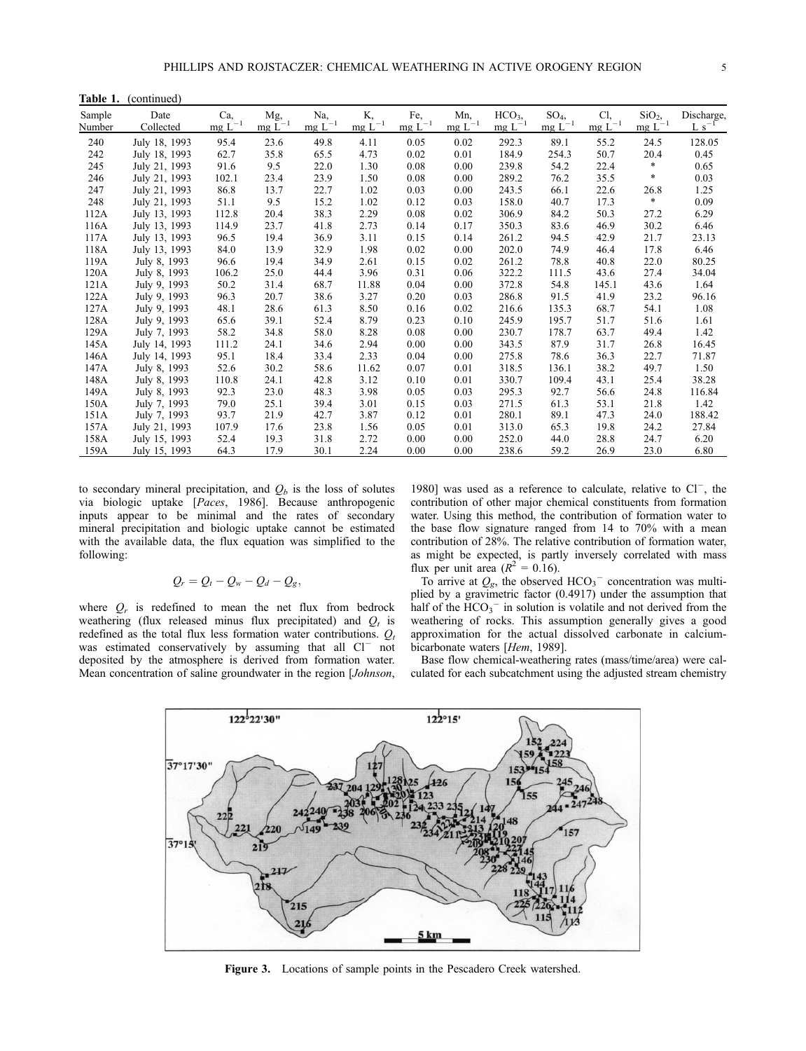**Table 1.** (continued)

| Sample Number | Date Collected | Ca, mg $L^{-1}$ | Mg, mg $L^{-1}$ | Na, mg $L^{-1}$ | K, mg $L^{-1}$ | Fe, mg $L^{-1}$ | Mn, mg $L^{-1}$ | $HCO_3$, mg $L^{-1}$ | $SO_4$, mg $L^{-1}$ | Cl, mg $L^{-1}$ | $SiO_2$, mg $L^{-1}$ | Discharge, L $s^{-1}$ |
|---|---|---|---|---|---|---|---|---|---|---|---|---|
| 240 | July 18, 1993 | 95.4 | 23.6 | 49.8 | 4.11 | 0.05 | 0.02 | 292.3 | 89.1 | 55.2 | 24.5 | 128.05 |
| 242 | July 18, 1993 | 62.7 | 35.8 | 65.5 | 4.73 | 0.02 | 0.01 | 184.9 | 254.3 | 50.7 | 20.4 | 0.45 |
| 245 | July 21, 1993 | 91.6 | 9.5 | 22.0 | 1.30 | 0.08 | 0.00 | 239.8 | 54.2 | 22.4 | * | 0.65 |
| 246 | July 21, 1993 | 102.1 | 23.4 | 23.9 | 1.50 | 0.08 | 0.00 | 289.2 | 76.2 | 35.5 | * | 0.03 |
| 247 | July 21, 1993 | 86.8 | 13.7 | 22.7 | 1.02 | 0.03 | 0.00 | 243.5 | 66.1 | 22.6 | 26.8 | 1.25 |
| 248 | July 21, 1993 | 51.1 | 9.5 | 15.2 | 1.02 | 0.12 | 0.03 | 158.0 | 40.7 | 17.3 | * | 0.09 |
| 112A | July 13, 1993 | 112.8 | 20.4 | 38.3 | 2.29 | 0.08 | 0.02 | 306.9 | 84.2 | 50.3 | 27.2 | 6.29 |
| 116A | July 13, 1993 | 114.9 | 23.7 | 41.8 | 2.73 | 0.14 | 0.17 | 350.3 | 83.6 | 46.9 | 30.2 | 6.46 |
| 117A | July 13, 1993 | 96.5 | 19.4 | 36.9 | 3.11 | 0.15 | 0.14 | 261.2 | 94.5 | 42.9 | 21.7 | 23.13 |
| 118A | July 13, 1993 | 84.0 | 13.9 | 32.9 | 1.98 | 0.02 | 0.00 | 202.0 | 74.9 | 46.4 | 17.8 | 6.46 |
| 119A | July 8, 1993 | 96.6 | 19.4 | 34.9 | 2.61 | 0.15 | 0.02 | 261.2 | 78.8 | 40.8 | 22.0 | 80.25 |
| 120A | July 8, 1993 | 106.2 | 25.0 | 44.4 | 3.96 | 0.31 | 0.06 | 322.2 | 111.5 | 43.6 | 27.4 | 34.04 |
| 121A | July 9, 1993 | 50.2 | 31.4 | 68.7 | 11.88 | 0.04 | 0.00 | 372.8 | 54.8 | 145.1 | 43.6 | 1.64 |
| 122A | July 9, 1993 | 96.3 | 20.7 | 38.6 | 3.27 | 0.20 | 0.03 | 286.8 | 91.5 | 41.9 | 23.2 | 96.16 |
| 127A | July 9, 1993 | 48.1 | 28.6 | 61.3 | 8.50 | 0.16 | 0.02 | 216.6 | 135.3 | 68.7 | 54.1 | 1.08 |
| 128A | July 9, 1993 | 65.6 | 39.1 | 52.4 | 8.79 | 0.23 | 0.10 | 245.9 | 195.7 | 51.7 | 51.6 | 1.61 |
| 129A | July 7, 1993 | 58.2 | 34.8 | 58.0 | 8.28 | 0.08 | 0.00 | 230.7 | 178.7 | 63.7 | 49.4 | 1.42 |
| 145A | July 14, 1993 | 111.2 | 24.1 | 34.6 | 2.94 | 0.00 | 0.00 | 343.5 | 87.9 | 31.7 | 26.8 | 16.45 |
| 146A | July 14, 1993 | 95.1 | 18.4 | 33.4 | 2.33 | 0.04 | 0.00 | 275.8 | 78.6 | 36.3 | 22.7 | 71.87 |
| 147A | July 8, 1993 | 52.6 | 30.2 | 58.6 | 11.62 | 0.07 | 0.01 | 318.5 | 136.1 | 38.2 | 49.7 | 1.50 |
| 148A | July 8, 1993 | 110.8 | 24.1 | 42.8 | 3.12 | 0.10 | 0.01 | 330.7 | 109.4 | 43.1 | 25.4 | 38.28 |
| 149A | July 8, 1993 | 92.3 | 23.0 | 48.3 | 3.98 | 0.05 | 0.03 | 295.3 | 92.7 | 56.6 | 24.8 | 116.84 |
| 150A | July 7, 1993 | 79.0 | 25.1 | 39.4 | 3.01 | 0.15 | 0.03 | 271.5 | 61.3 | 53.1 | 21.8 | 1.42 |
| 151A | July 7, 1993 | 93.7 | 21.9 | 42.7 | 3.87 | 0.12 | 0.01 | 280.1 | 89.1 | 47.3 | 24.0 | 188.42 |
| 157A | July 21, 1993 | 107.9 | 17.6 | 23.8 | 1.56 | 0.05 | 0.01 | 313.0 | 65.3 | 19.8 | 24.2 | 27.84 |
| 158A | July 15, 1993 | 52.4 | 19.3 | 31.8 | 2.72 | 0.00 | 0.00 | 252.0 | 44.0 | 28.8 | 24.7 | 6.20 |
| 159A | July 15, 1993 | 64.3 | 17.9 | 30.1 | 2.24 | 0.00 | 0.00 | 238.6 | 59.2 | 26.9 | 23.0 | 6.80 |

to secondary mineral precipitation, and $Q_b$ is the loss of solutes via biologic uptake [*Paces*, 1986]. Because anthropogenic inputs appear to be minimal and the rates of secondary mineral precipitation and biologic uptake cannot be estimated with the available data, the flux equation was simplified to the following:

$$Q_r = Q_t - Q_w - Q_d - Q_g,$$

where $Q_r$ is redefined to mean the net flux from bedrock weathering (flux released minus flux precipitated) and $Q_t$ is redefined as the total flux less formation water contributions. $Q_t$ was estimated conservatively by assuming that all $Cl^-$ not deposited by the atmosphere is derived from formation water. Mean concentration of saline groundwater in the region [*Johnson*, 1980] was used as a reference to calculate, relative to $Cl^-$, the contribution of other major chemical constituents from formation water. Using this method, the contribution of formation water to the base flow signature ranged from 14 to 70% with a mean contribution of 28%. The relative contribution of formation water, as might be expected, is partly inversely correlated with mass flux per unit area ($R^2 = 0.16$).

To arrive at $Q_g$, the observed $HCO_3^-$ concentration was multiplied by a gravimetric factor (0.4917) under the assumption that half of the $HCO_3^-$ in solution is volatile and not derived from the weathering of rocks. This assumption generally gives a good approximation for the actual dissolved carbonate in calcium-bicarbonate waters [*Hem*, 1989].

Base flow chemical-weathering rates (mass/time/area) were calculated for each subcatchment using the adjusted stream chemistry

**Figure 3.** Locations of sample points in the Pescadero Creek watershed.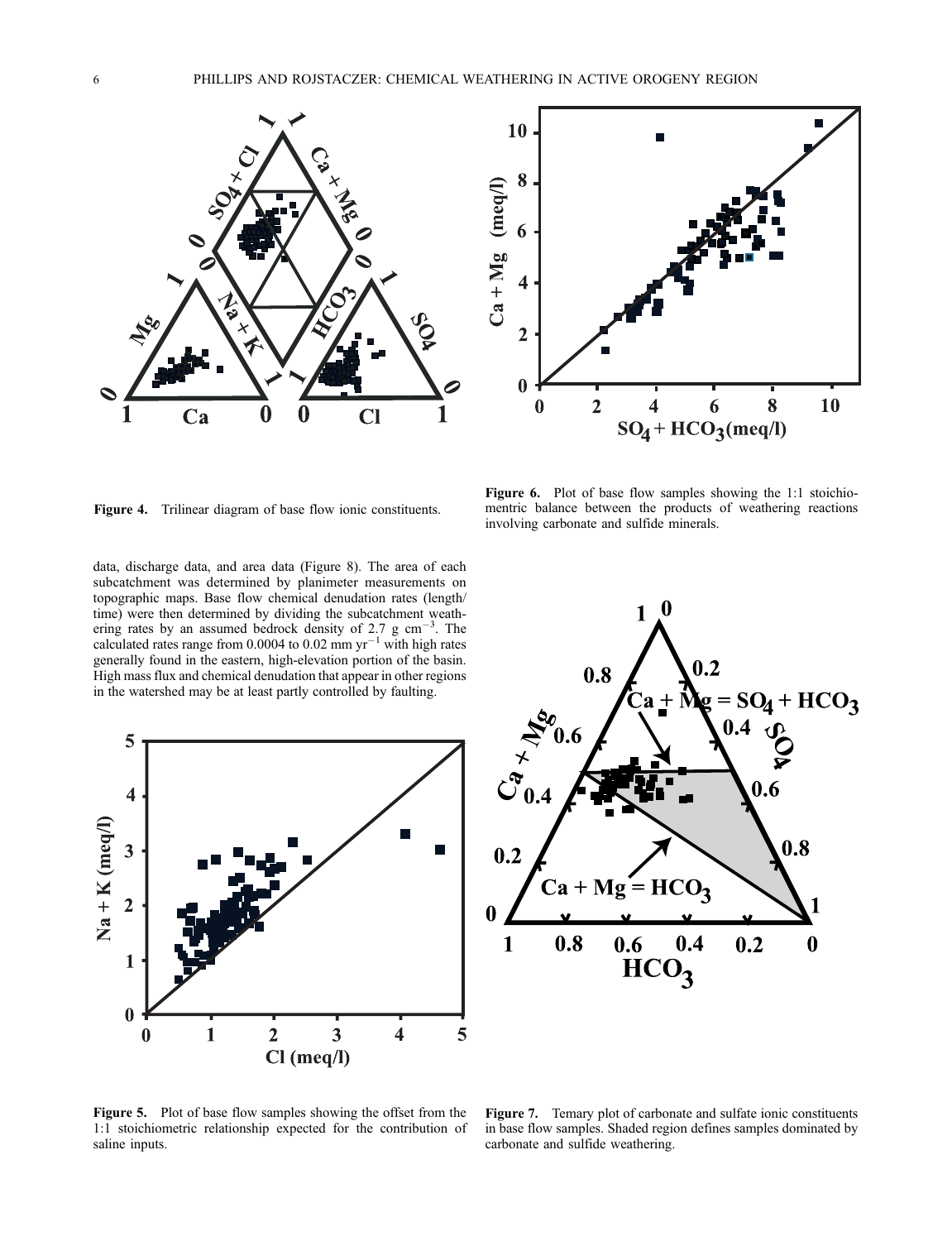Figure 4. Trilinear diagram of base flow ionic constituents.

Figure 6. Plot of base flow samples showing the 1:1 stoichiomentric balance between the products of weathering reactions involving carbonate and sulfide minerals.

data, discharge data, and area data (Figure 8). The area of each subcatchment was determined by planimeter measurements on topographic maps. Base flow chemical denudation rates (length/time) were then determined by dividing the subcatchment weathering rates by an assumed bedrock density of 2.7 g $cm^{-3}$. The calculated rates range from 0.0004 to 0.02 mm $yr^{-1}$ with high rates generally found in the eastern, high-elevation portion of the basin. High mass flux and chemical denudation that appear in other regions in the watershed may be at least partly controlled by faulting.

Figure 5. Plot of base flow samples showing the offset from the 1:1 stoichiometric relationship expected for the contribution of saline inputs.

Figure 7. Ternary plot of carbonate and sulfate ionic constituents in base flow samples. Shaded region defines samples dominated by carbonate and sulfide weathering.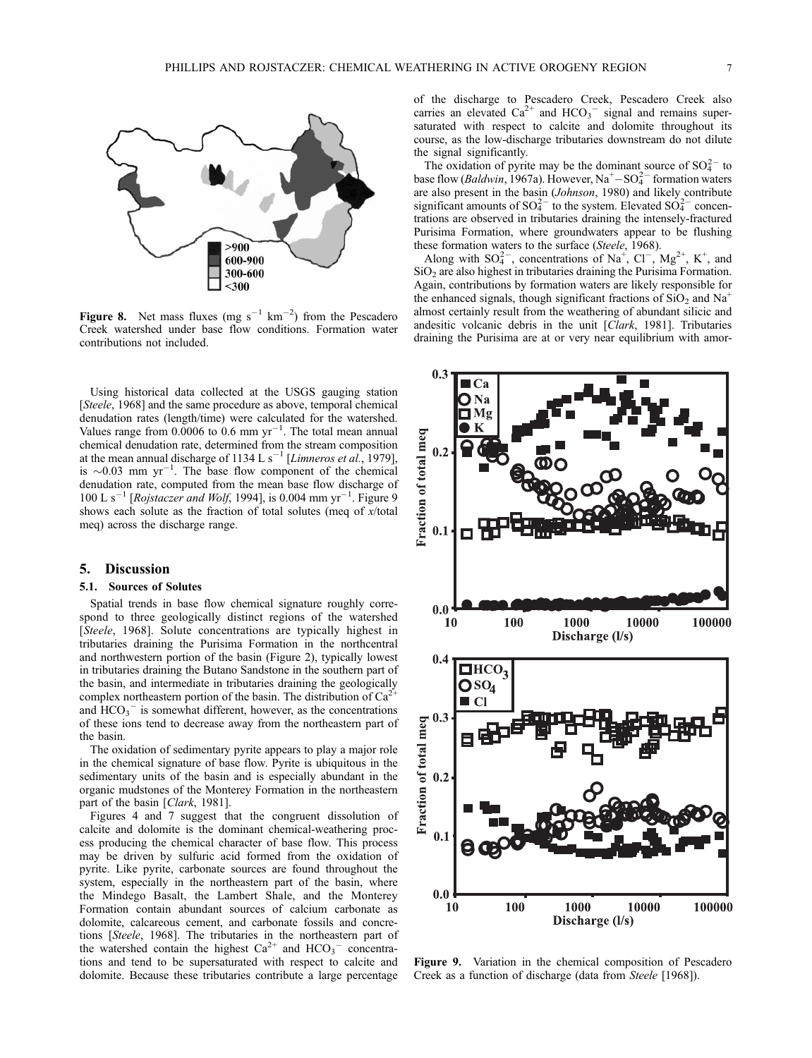**Figure 8.** Net mass fluxes (mg s$^{-1}$ km$^{-2}$) from the Pescadero Creek watershed under base flow conditions. Formation water contributions not included.

Using historical data collected at the USGS gauging station [*Steele*, 1968] and the same procedure as above, temporal chemical denudation rates (length/time) were calculated for the watershed. Values range from 0.0006 to 0.6 mm yr$^{-1}$. The total mean annual chemical denudation rate, determined from the stream composition at the mean annual discharge of 1134 L s$^{-1}$ [*Limneros et al.*, 1979], is ~0.03 mm yr$^{-1}$. The base flow component of the chemical denudation rate, computed from the mean base flow discharge of 100 L s$^{-1}$ [*Rojstaczer and Wolf*, 1994], is 0.004 mm yr$^{-1}$. Figure 9 shows each solute as the fraction of total solutes (meq of *x*/total meq) across the discharge range.

## 5. Discussion

### 5.1. Sources of Solutes

Spatial trends in base flow chemical signature roughly correspond to three geologically distinct regions of the watershed [*Steele*, 1968]. Solute concentrations are typically highest in tributaries draining the Purisima Formation in the northcentral and northwestern portion of the basin (Figure 2), typically lowest in tributaries draining the Butano Sandstone in the southern part of the basin, and intermediate in tributaries draining the geologically complex northeastern portion of the basin. The distribution of $Ca^{2+}$ and $HCO_3^-$ is somewhat different, however, as the concentrations of these ions tend to decrease away from the northeastern part of the basin.

The oxidation of sedimentary pyrite appears to play a major role in the chemical signature of base flow. Pyrite is ubiquitous in the sedimentary units of the basin and is especially abundant in the organic mudstones of the Monterey Formation in the northeastern part of the basin [*Clark*, 1981].

Figures 4 and 7 suggest that the congruent dissolution of calcite and dolomite is the dominant chemical-weathering process producing the chemical character of base flow. This process may be driven by sulfuric acid formed from the oxidation of pyrite. Like pyrite, carbonate sources are found throughout the system, especially in the northeastern part of the basin, where the Mindego Basalt, the Lambert Shale, and the Monterey Formation contain abundant sources of calcium carbonate as dolomite, calcareous cement, and carbonate fossils and concretions [*Steele*, 1968]. The tributaries in the northeastern part of the watershed contain the highest $Ca^{2+}$ and $HCO_3^-$ concentrations and tend to be supersaturated with respect to calcite and dolomite. Because these tributaries contribute a large percentage of the discharge to Pescadero Creek, Pescadero Creek also carries an elevated $Ca^{2+}$ and $HCO_3^-$ signal and remains supersaturated with respect to calcite and dolomite throughout its course, as the low-discharge tributaries downstream do not dilute the signal significantly.

The oxidation of pyrite may be the dominant source of $SO_4^{2-}$ to base flow (*Baldwin*, 1967a). However, $Na^+-SO_4^{2-}$ formation waters are also present in the basin (*Johnson*, 1980) and likely contribute significant amounts of $SO_4^{2-}$ to the system. Elevated $SO_4^{2-}$ concentrations are observed in tributaries draining the intensely-fractured Purisima Formation, where groundwaters appear to be flushing these formation waters to the surface (*Steele*, 1968).

Along with $SO_4^{2-}$, concentrations of $Na^+$, $Cl^-$, $Mg^{2+}$, $K^+$, and $SiO_2$ are also highest in tributaries draining the Purisima Formation. Again, contributions by formation waters are likely responsible for the enhanced signals, though significant fractions of $SiO_2$ and $Na^+$ almost certainly result from the weathering of abundant silicic and andesitic volcanic debris in the unit [*Clark*, 1981]. Tributaries draining the Purisima are at or very near equilibrium with amor-

**Figure 9.** Variation in the chemical composition of Pescadero Creek as a function of discharge (data from *Steele* [1968]).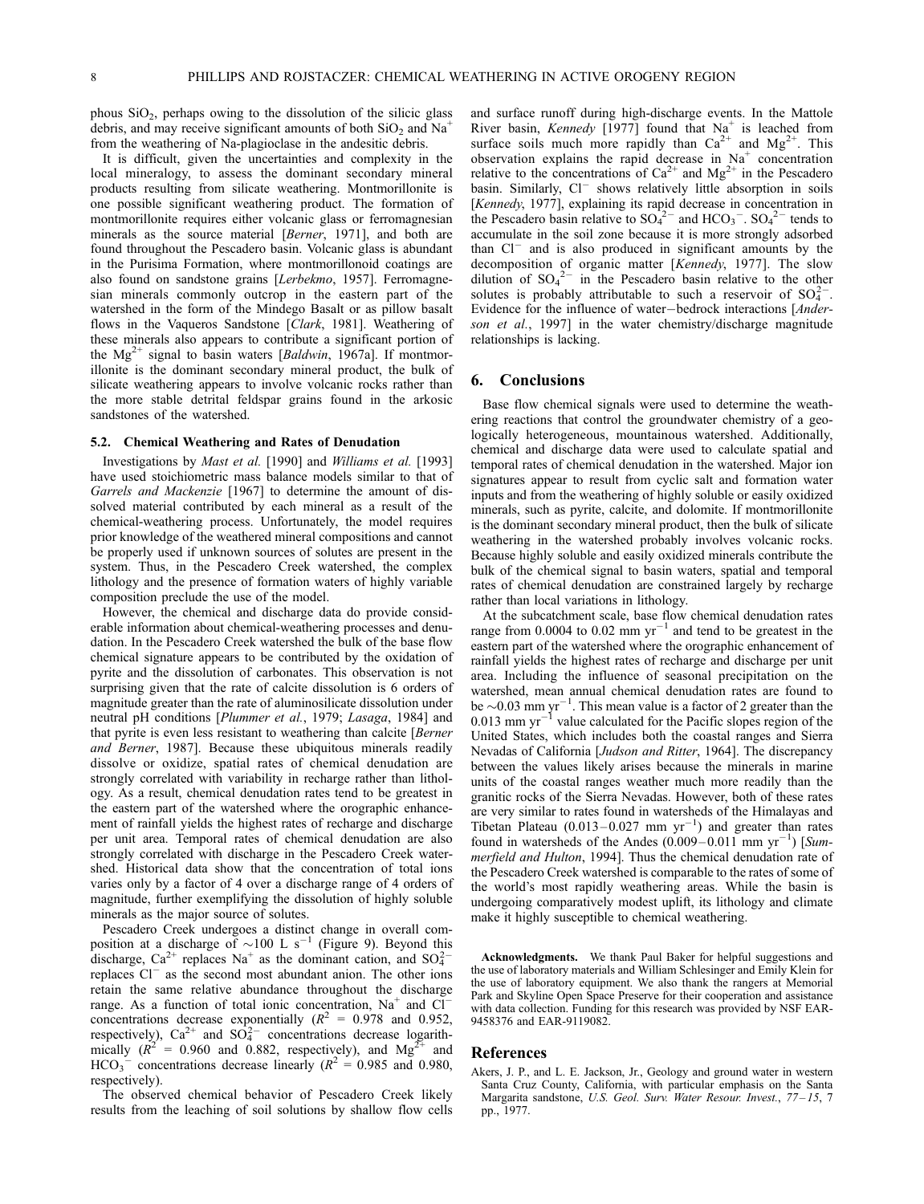phous $SiO_2$, perhaps owing to the dissolution of the silicic glass debris, and may receive significant amounts of both $SiO_2$ and $Na^+$ from the weathering of Na-plagioclase in the andesitic debris.

It is difficult, given the uncertainties and complexity in the local mineralogy, to assess the dominant secondary mineral products resulting from silicate weathering. Montmorillonite is one possible significant weathering product. The formation of montmorillonite requires either volcanic glass or ferromagnesian minerals as the source material [*Berner*, 1971], and both are found throughout the Pescadero basin. Volcanic glass is abundant in the Purisima Formation, where montmorillonoid coatings are also found on sandstone grains [*Lerbekmo*, 1957]. Ferromagnesian minerals commonly outcrop in the eastern part of the watershed in the form of the Mindego Basalt or as pillow basalt flows in the Vaqueros Sandstone [*Clark*, 1981]. Weathering of these minerals also appears to contribute a significant portion of the $Mg^{2+}$ signal to basin waters [*Baldwin*, 1967a]. If montmorillonite is the dominant secondary mineral product, the bulk of silicate weathering appears to involve volcanic rocks rather than the more stable detrital feldspar grains found in the arkosic sandstones of the watershed.

### 5.2. Chemical Weathering and Rates of Denudation

Investigations by *Mast et al.* [1990] and *Williams et al.* [1993] have used stoichiometric mass balance models similar to that of *Garrels and Mackenzie* [1967] to determine the amount of dissolved material contributed by each mineral as a result of the chemical-weathering process. Unfortunately, the model requires prior knowledge of the weathered mineral compositions and cannot be properly used if unknown sources of solutes are present in the system. Thus, in the Pescadero Creek watershed, the complex lithology and the presence of formation waters of highly variable composition preclude the use of the model.

However, the chemical and discharge data do provide considerable information about chemical-weathering processes and denudation. In the Pescadero Creek watershed the bulk of the base flow chemical signature appears to be contributed by the oxidation of pyrite and the dissolution of carbonates. This observation is not surprising given that the rate of calcite dissolution is 6 orders of magnitude greater than the rate of aluminosilicate dissolution under neutral pH conditions [*Plummer et al.*, 1979; *Lasaga*, 1984] and that pyrite is even less resistant to weathering than calcite [*Berner and Berner*, 1987]. Because these ubiquitous minerals readily dissolve or oxidize, spatial rates of chemical denudation are strongly correlated with variability in recharge rather than lithology. As a result, chemical denudation rates tend to be greatest in the eastern part of the watershed where the orographic enhancement of rainfall yields the highest rates of recharge and discharge per unit area. Temporal rates of chemical denudation are also strongly correlated with discharge in the Pescadero Creek watershed. Historical data show that the concentration of total ions varies only by a factor of 4 over a discharge range of 4 orders of magnitude, further exemplifying the dissolution of highly soluble minerals as the major source of solutes.

Pescadero Creek undergoes a distinct change in overall composition at a discharge of $\sim$100 L $s^{-1}$ (Figure 9). Beyond this discharge, $Ca^{2+}$ replaces $Na^+$ as the dominant cation, and $SO_4^{2-}$ replaces $Cl^-$ as the second most abundant anion. The other ions retain the same relative abundance throughout the discharge range. As a function of total ionic concentration, $Na^+$ and $Cl^-$ concentrations decrease exponentially ($R^2$ = 0.978 and 0.952, respectively), $Ca^{2+}$ and $SO_4^{2-}$ concentrations decrease logarithmically ($R^2$ = 0.960 and 0.882, respectively), and $Mg^{2+}$ and $HCO_3^-$ concentrations decrease linearly ($R^2$ = 0.985 and 0.980, respectively).

The observed chemical behavior of Pescadero Creek likely results from the leaching of soil solutions by shallow flow cells and surface runoff during high-discharge events. In the Mattole River basin, *Kennedy* [1977] found that $Na^+$ is leached from surface soils much more rapidly than $Ca^{2+}$ and $Mg^{2+}$. This observation explains the rapid decrease in $Na^+$ concentration relative to the concentrations of $Ca^{2+}$ and $Mg^{2+}$ in the Pescadero basin. Similarly, $Cl^-$ shows relatively little absorption in soils [*Kennedy*, 1977], explaining its rapid decrease in concentration in the Pescadero basin relative to $SO_4^{2-}$ and $HCO_3^-$. $SO_4^{2-}$ tends to accumulate in the soil zone because it is more strongly adsorbed than $Cl^-$ and is also produced in significant amounts by the decomposition of organic matter [*Kennedy*, 1977]. The slow dilution of $SO_4^{2-}$ in the Pescadero basin relative to the other solutes is probably attributable to such a reservoir of $SO_4^{2-}$. Evidence for the influence of water–bedrock interactions [*Anderson et al.*, 1997] in the water chemistry/discharge magnitude relationships is lacking.

## 6. Conclusions

Base flow chemical signals were used to determine the weathering reactions that control the groundwater chemistry of a geologically heterogeneous, mountainous watershed. Additionally, chemical and discharge data were used to calculate spatial and temporal rates of chemical denudation in the watershed. Major ion signatures appear to result from cyclic salt and formation water inputs and from the weathering of highly soluble or easily oxidized minerals, such as pyrite, calcite, and dolomite. If montmorillonite is the dominant secondary mineral product, then the bulk of silicate weathering in the watershed probably involves volcanic rocks. Because highly soluble and easily oxidized minerals contribute the bulk of the chemical signal to basin waters, spatial and temporal rates of chemical denudation are constrained largely by recharge rather than local variations in lithology.

At the subcatchment scale, base flow chemical denudation rates range from 0.0004 to 0.02 mm $yr^{-1}$ and tend to be greatest in the eastern part of the watershed where the orographic enhancement of rainfall yields the highest rates of recharge and discharge per unit area. Including the influence of seasonal precipitation on the watershed, mean annual chemical denudation rates are found to be $\sim$0.03 mm $yr^{-1}$. This mean value is a factor of 2 greater than the 0.013 mm $yr^{-1}$ value calculated for the Pacific slopes region of the United States, which includes both the coastal ranges and Sierra Nevadas of California [*Judson and Ritter*, 1964]. The discrepancy between the values likely arises because the minerals in marine units of the coastal ranges weather much more readily than the granitic rocks of the Sierra Nevadas. However, both of these rates are very similar to rates found in watersheds of the Himalayas and Tibetan Plateau (0.013–0.027 mm $yr^{-1}$) and greater than rates found in watersheds of the Andes (0.009–0.011 mm $yr^{-1}$) [*Summerfield and Hulton*, 1994]. Thus the chemical denudation rate of the Pescadero Creek watershed is comparable to the rates of some of the world's most rapidly weathering areas. While the basin is undergoing comparatively modest uplift, its lithology and climate make it highly susceptible to chemical weathering.

**Acknowledgments.** We thank Paul Baker for helpful suggestions and the use of laboratory materials and William Schlesinger and Emily Klein for the use of laboratory equipment. We also thank the rangers at Memorial Park and Skyline Open Space Preserve for their cooperation and assistance with data collection. Funding for this research was provided by NSF EAR-9458376 and EAR-9119082.

## References

Akers, J. P., and L. E. Jackson, Jr., Geology and ground water in western Santa Cruz County, California, with particular emphasis on the Santa Margarita sandstone, *U.S. Geol. Surv. Water Resour. Invest.*, *77–15*, 7 pp., 1977.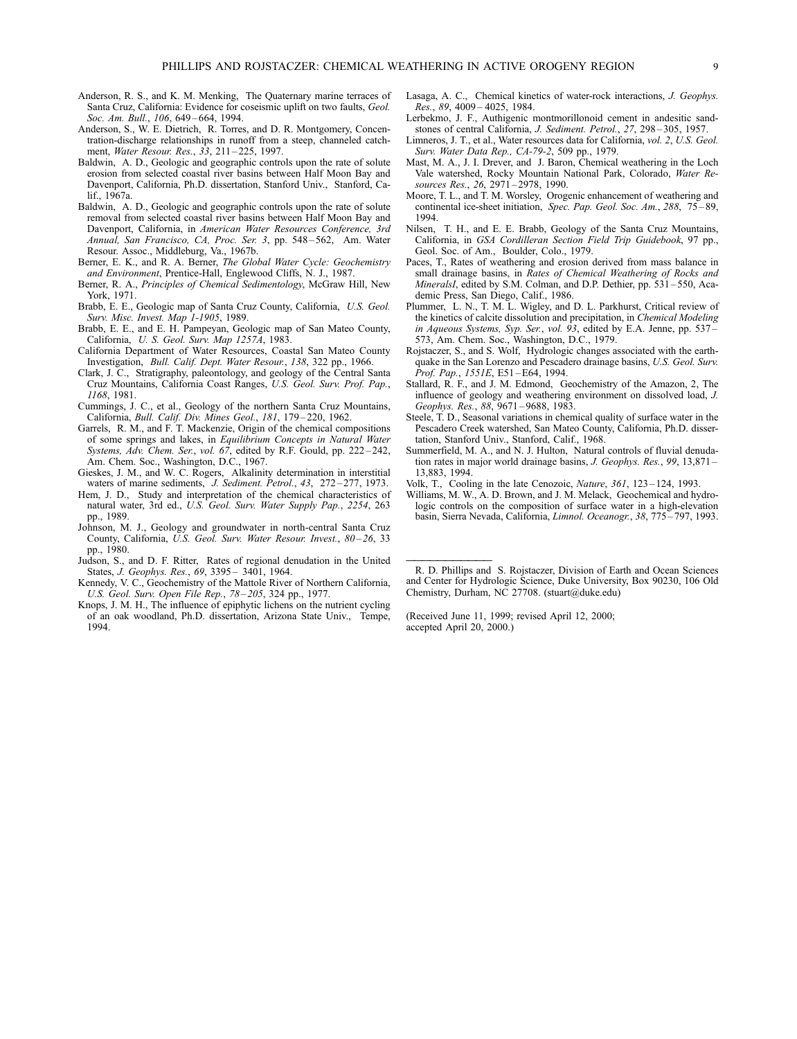Anderson, R. S., and K. M. Menking, The Quaternary marine terraces of Santa Cruz, California: Evidence for coseismic uplift on two faults, *Geol. Soc. Am. Bull.*, *106*, 649–664, 1994.

Anderson, S., W. E. Dietrich, R. Torres, and D. R. Montgomery, Concentration-discharge relationships in runoff from a steep, channeled catchment, *Water Resour. Res.*, *33*, 211–225, 1997.

Baldwin, A. D., Geologic and geographic controls upon the rate of solute erosion from selected coastal river basins between Half Moon Bay and Davenport, California, Ph.D. dissertation, Stanford Univ., Stanford, Calif., 1967a.

Baldwin, A. D., Geologic and geographic controls upon the rate of solute removal from selected coastal river basins between Half Moon Bay and Davenport, California, in *American Water Resources Conference, 3rd Annual, San Francisco, CA, Proc. Ser. 3*, pp. 548–562, Am. Water Resour. Assoc., Middleburg, Va., 1967b.

Berner, E. K., and R. A. Berner, *The Global Water Cycle: Geochemistry and Environment*, Prentice-Hall, Englewood Cliffs, N. J., 1987.

Berner, R. A., *Principles of Chemical Sedimentology*, McGraw Hill, New York, 1971.

Brabb, E. E., Geologic map of Santa Cruz County, California, *U.S. Geol. Surv. Misc. Invest. Map 1-1905*, 1989.

Brabb, E. E., and E. H. Pampeyan, Geologic map of San Mateo County, California, *U. S. Geol. Surv. Map 1257A*, 1983.

California Department of Water Resources, Coastal San Mateo County Investigation, *Bull. Calif. Dept. Water Resour.*, *138*, 322 pp., 1966.

Clark, J. C., Stratigraphy, paleontology, and geology of the Central Santa Cruz Mountains, California Coast Ranges, *U.S. Geol. Surv. Prof. Pap.*, *1168*, 1981.

Cummings, J. C., et al., Geology of the northern Santa Cruz Mountains, California, *Bull. Calif. Div. Mines Geol.*, *181*, 179–220, 1962.

Garrels, R. M., and F. T. Mackenzie, Origin of the chemical compositions of some springs and lakes, in *Equilibrium Concepts in Natural Water Systems, Adv. Chem. Ser.*, *vol. 67*, edited by R.F. Gould, pp. 222–242, Am. Chem. Soc., Washington, D.C., 1967.

Gieskes, J. M., and W. C. Rogers, Alkalinity determination in interstitial waters of marine sediments, *J. Sediment. Petrol.*, *43*, 272–277, 1973.

Hem, J. D., Study and interpretation of the chemical characteristics of natural water, 3rd ed., *U.S. Geol. Surv. Water Supply Pap.*, *2254*, 263 pp., 1989.

Johnson, M. J., Geology and groundwater in north-central Santa Cruz County, California, *U.S. Geol. Surv. Water Resour. Invest.*, *80–26*, 33 pp., 1980.

Judson, S., and D. F. Ritter, Rates of regional denudation in the United States, *J. Geophys. Res.*, *69*, 3395– 3401, 1964.

Kennedy, V. C., Geochemistry of the Mattole River of Northern California, *U.S. Geol. Surv. Open File Rep.*, *78–205*, 324 pp., 1977.

Knops, J. M. H., The influence of epiphytic lichens on the nutrient cycling of an oak woodland, Ph.D. dissertation, Arizona State Univ., Tempe, 1994.

Lasaga, A. C., Chemical kinetics of water-rock interactions, *J. Geophys. Res.*, *89*, 4009– 4025, 1984.

Lerbekmo, J. F., Authigenic montmorillonoid cement in andesitic sandstones of central California, *J. Sediment. Petrol.*, *27*, 298–305, 1957.

Limneros, J. T., et al., Water resources data for California, *vol. 2*, *U.S. Geol. Surv. Water Data Rep., CA-79-2*, 509 pp., 1979.

Mast, M. A., J. I. Drever, and J. Baron, Chemical weathering in the Loch Vale watershed, Rocky Mountain National Park, Colorado, *Water Resources Res.*, *26*, 2971–2978, 1990.

Moore, T. L., and T. M. Worsley, Orogenic enhancement of weathering and continental ice-sheet initiation, *Spec. Pap. Geol. Soc. Am.*, *288*, 75–89, 1994.

Nilsen, T. H., and E. E. Brabb, Geology of the Santa Cruz Mountains, California, in *GSA Cordilleran Section Field Trip Guidebook*, 97 pp., Geol. Soc. of Am., Boulder, Colo., 1979.

Paces, T., Rates of weathering and erosion derived from mass balance in small drainage basins, in *Rates of Chemical Weathering of Rocks and MineralsI*, edited by S.M. Colman, and D.P. Dethier, pp. 531–550, Academic Press, San Diego, Calif., 1986.

Plummer, L. N., T. M. L. Wigley, and D. L. Parkhurst, Critical review of the kinetics of calcite dissolution and precipitation, in *Chemical Modeling in Aqueous Systems, Syp. Ser.*, *vol. 93*, edited by E.A. Jenne, pp. 537–573, Am. Chem. Soc., Washington, D.C., 1979.

Rojstaczer, S., and S. Wolf, Hydrologic changes associated with the earthquake in the San Lorenzo and Pescadero drainage basins, *U.S. Geol. Surv. Prof. Pap.*, *1551E*, E51–E64, 1994.

Stallard, R. F., and J. M. Edmond, Geochemistry of the Amazon, 2, The influence of geology and weathering environment on dissolved load, *J. Geophys. Res.*, *88*, 9671–9688, 1983.

Steele, T. D., Seasonal variations in chemical quality of surface water in the Pescadero Creek watershed, San Mateo County, California, Ph.D. dissertation, Stanford Univ., Stanford, Calif., 1968.

Summerfield, M. A., and N. J. Hulton, Natural controls of fluvial denudation rates in major world drainage basins, *J. Geophys. Res.*, *99*, 13,871–13,883, 1994.

Volk, T., Cooling in the late Cenozoic, *Nature*, *361*, 123–124, 1993.

Williams, M. W., A. D. Brown, and J. M. Melack, Geochemical and hydrologic controls on the composition of surface water in a high-elevation basin, Sierra Nevada, California, *Limnol. Oceanogr.*, *38*, 775–797, 1993.

---

R. D. Phillips and S. Rojstaczer, Division of Earth and Ocean Sciences and Center for Hydrologic Science, Duke University, Box 90230, 106 Old Chemistry, Durham, NC 27708. (stuart@duke.edu)

(Received June 11, 1999; revised April 12, 2000;
accepted April 20, 2000.)